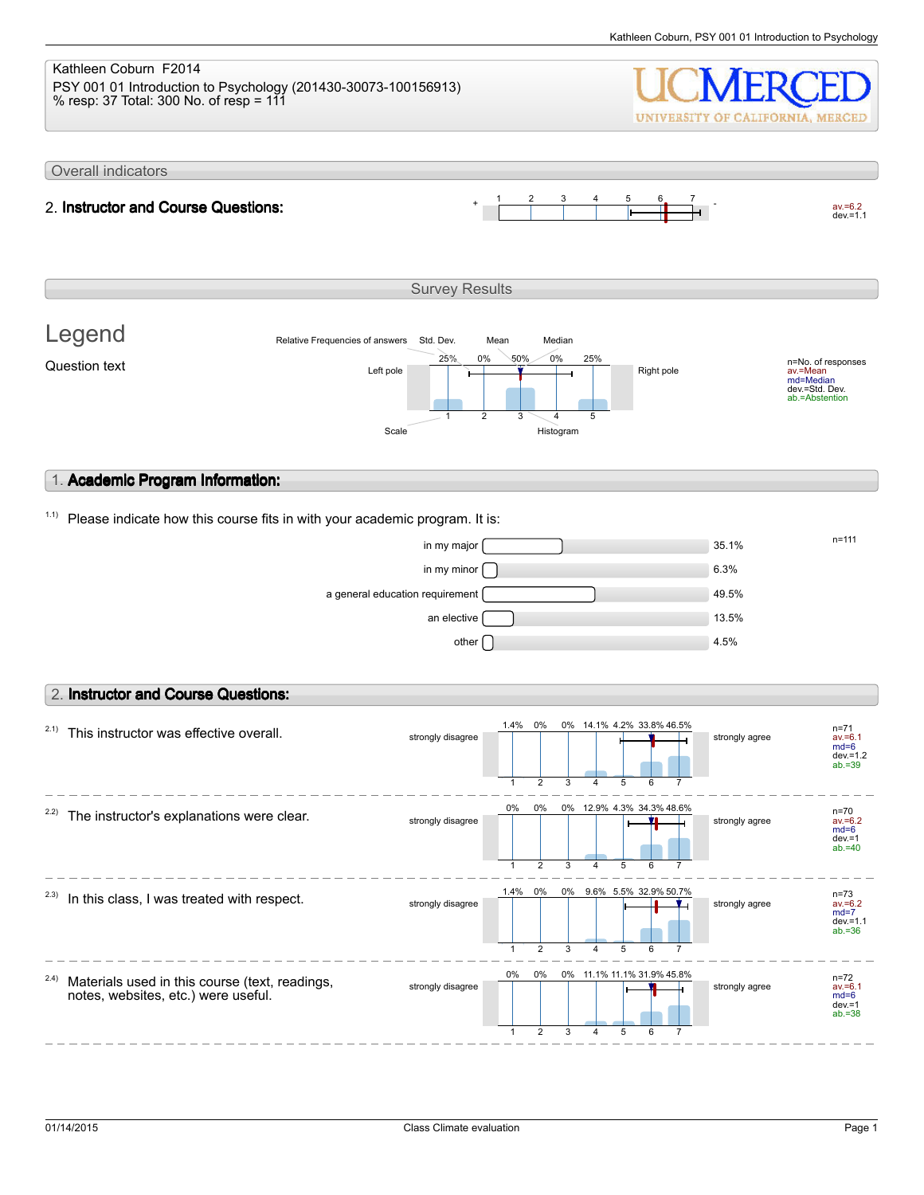Kathleen Coburn F2014
PSY 001 01 Introduction to Psychology (201430-30073-100156913)
% resp: 37 Total: 300 No. of resp = 111

UCMERCED
UNIVERSITY OF CALIFORNIA, MERCED

## Overall indicators

**2. Instructor and Course Questions:**

+ 1 2 3 4 5 6 7 -

av.=6.2
dev.=1.1

## Survey Results

### Legend

Question text

Relative Frequencies of answers | Std. Dev. | Mean | Median

25% 0% 50% 0% 25%

Left pole — 1 2 3 4 5 — Right pole

Scale | Histogram

n=No. of responses
av.=Mean
md=Median
dev.=Std. Dev.
ab.=Abstention

## 1. Academic Program Information:

1.1) Please indicate how this course fits in with your academic program. It is:

n=111

| Option | Percentage |
| --- | --- |
| in my major | 35.1% |
| in my minor | 6.3% |
| a general education requirement | 49.5% |
| an elective | 13.5% |
| other | 4.5% |

## 2. Instructor and Course Questions:

Scale: 1 = strongly disagree, 7 = strongly agree

| Question | 1 | 2 | 3 | 4 | 5 | 6 | 7 | n | av. | md | dev. | ab. |
| --- | --- | --- | --- | --- | --- | --- | --- | --- | --- | --- | --- | --- |
| 2.1) This instructor was effective overall. | 1.4% | 0% | 0% | 14.1% | 4.2% | 33.8% | 46.5% | 71 | 6.1 | 6 | 1.2 | 39 |
| 2.2) The instructor's explanations were clear. | 0% | 0% | 0% | 12.9% | 4.3% | 34.3% | 48.6% | 70 | 6.2 | 6 | 1 | 40 |
| 2.3) In this class, I was treated with respect. | 1.4% | 0% | 0% | 9.6% | 5.5% | 32.9% | 50.7% | 73 | 6.2 | 7 | 1.1 | 36 |
| 2.4) Materials used in this course (text, readings, notes, websites, etc.) were useful. | 0% | 0% | 0% | 11.1% | 11.1% | 31.9% | 45.8% | 72 | 6.1 | 6 | 1 | 38 |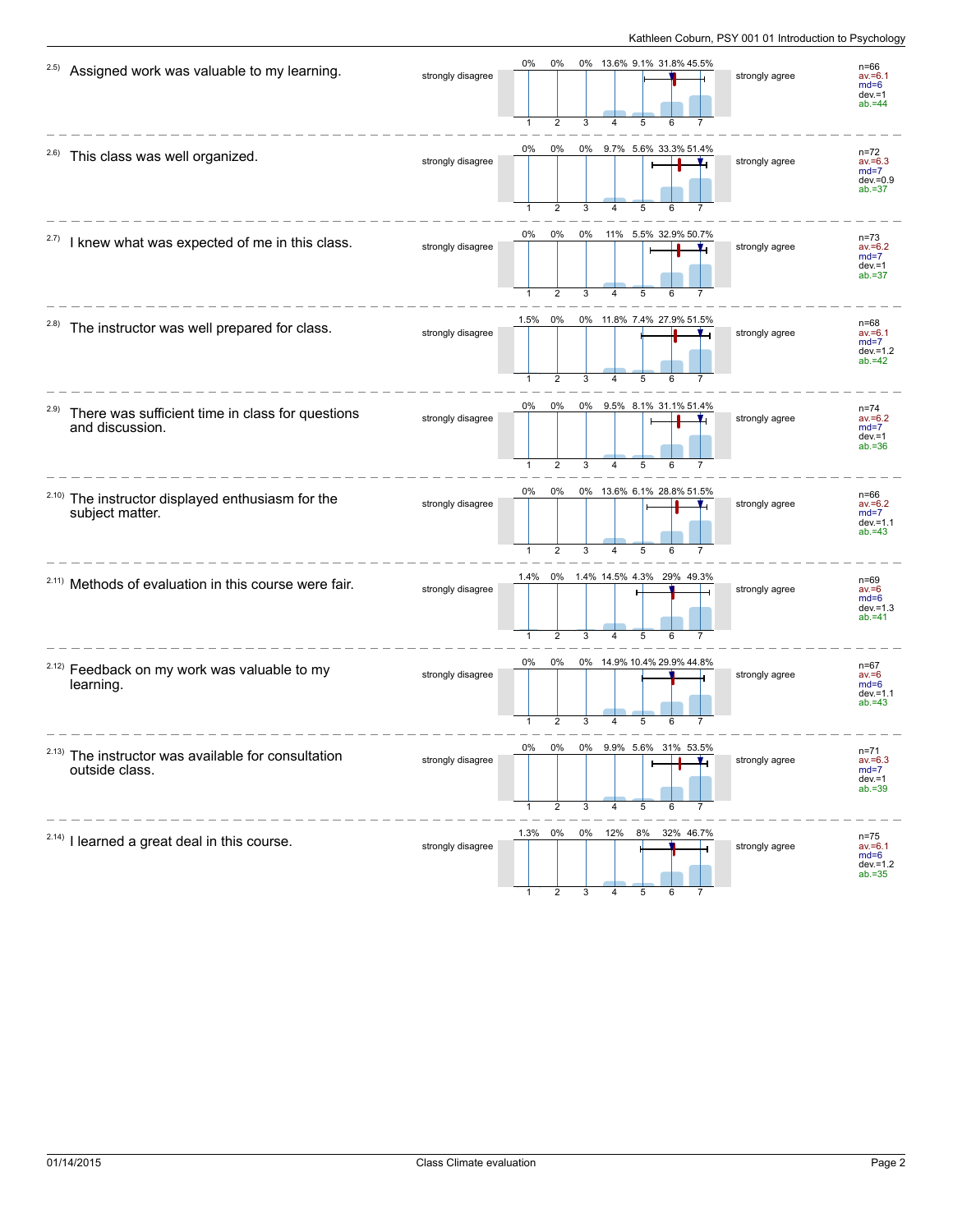| Item | Question | Left anchor | 1 | 2 | 3 | 4 | 5 | 6 | 7 | Right anchor | n | av. | md | dev. | ab. |
|---|---|---|---|---|---|---|---|---|---|---|---|---|---|---|---|
| 2.5) | Assigned work was valuable to my learning. | strongly disagree | 0% | 0% | 0% | 13.6% | 9.1% | 31.8% | 45.5% | strongly agree | 66 | 6.1 | 6 | 1 | 44 |
| 2.6) | This class was well organized. | strongly disagree | 0% | 0% | 0% | 9.7% | 5.6% | 33.3% | 51.4% | strongly agree | 72 | 6.3 | 7 | 0.9 | 37 |
| 2.7) | I knew what was expected of me in this class. | strongly disagree | 0% | 0% | 0% | 11% | 5.5% | 32.9% | 50.7% | strongly agree | 73 | 6.2 | 7 | 1 | 37 |
| 2.8) | The instructor was well prepared for class. | strongly disagree | 1.5% | 0% | 0% | 11.8% | 7.4% | 27.9% | 51.5% | strongly agree | 68 | 6.1 | 7 | 1.2 | 42 |
| 2.9) | There was sufficient time in class for questions and discussion. | strongly disagree | 0% | 0% | 0% | 9.5% | 8.1% | 31.1% | 51.4% | strongly agree | 74 | 6.2 | 7 | 1 | 36 |
| 2.10) | The instructor displayed enthusiasm for the subject matter. | strongly disagree | 0% | 0% | 0% | 13.6% | 6.1% | 28.8% | 51.5% | strongly agree | 66 | 6.2 | 7 | 1.1 | 43 |
| 2.11) | Methods of evaluation in this course were fair. | strongly disagree | 1.4% | 0% | 1.4% | 14.5% | 4.3% | 29% | 49.3% | strongly agree | 69 | 6 | 6 | 1.3 | 41 |
| 2.12) | Feedback on my work was valuable to my learning. | strongly disagree | 0% | 0% | 0% | 14.9% | 10.4% | 29.9% | 44.8% | strongly agree | 67 | 6 | 6 | 1.1 | 43 |
| 2.13) | The instructor was available for consultation outside class. | strongly disagree | 0% | 0% | 0% | 9.9% | 5.6% | 31% | 53.5% | strongly agree | 71 | 6.3 | 7 | 1 | 39 |
| 2.14) | I learned a great deal in this course. | strongly disagree | 1.3% | 0% | 0% | 12% | 8% | 32% | 46.7% | strongly agree | 75 | 6.1 | 6 | 1.2 | 35 |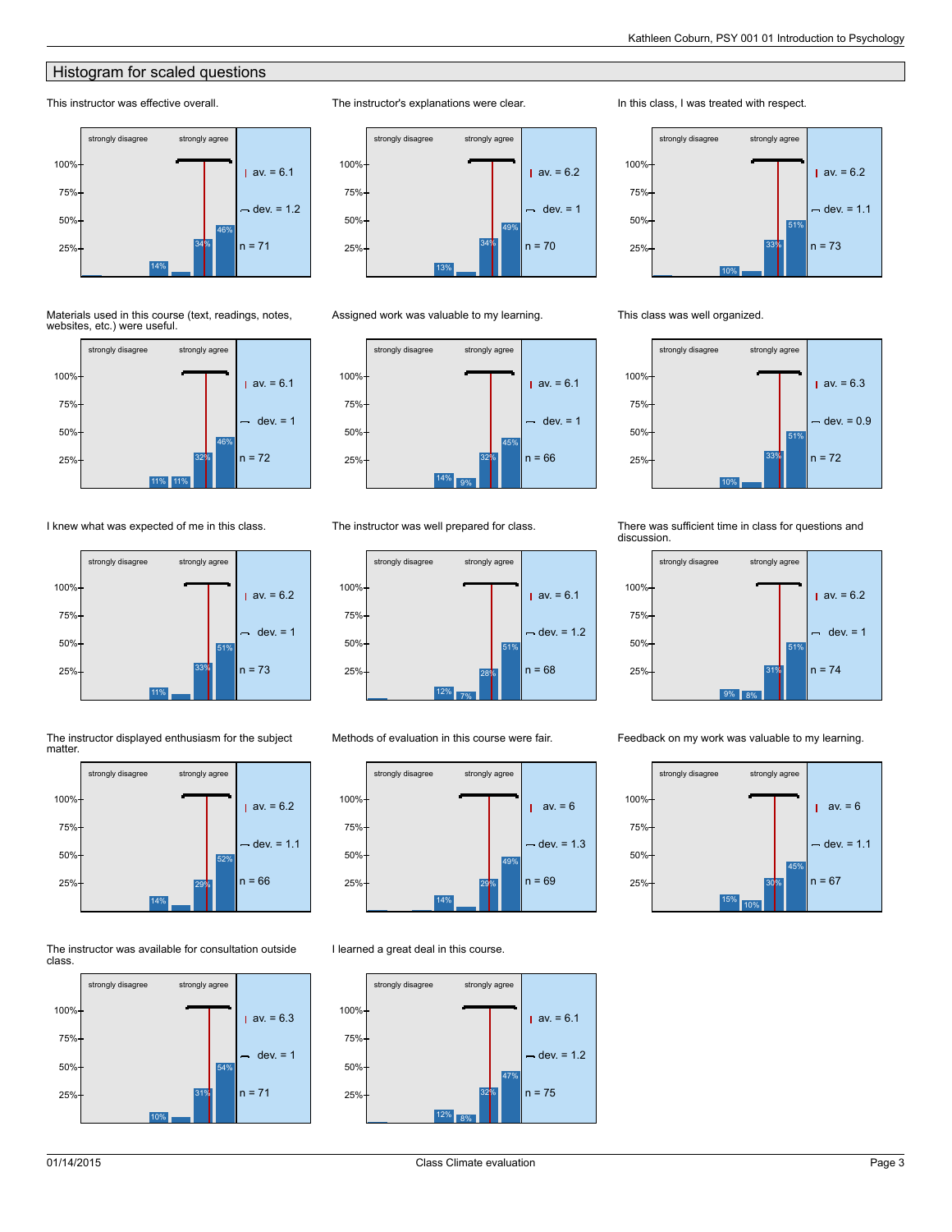## Histogram for scaled questions

**This instructor was effective overall.**

strongly disagree — strongly agree

Bars: 14%, 34%, 46%

av. = 6.1
dev. = 1.2
n = 71

**The instructor's explanations were clear.**

strongly disagree — strongly agree

Bars: 13%, 34%, 49%

av. = 6.2
dev. = 1
n = 70

**In this class, I was treated with respect.**

strongly disagree — strongly agree

Bars: 10%, 33%, 51%

av. = 6.2
dev. = 1.1
n = 73

**Materials used in this course (text, readings, notes, websites, etc.) were useful.**

strongly disagree — strongly agree

Bars: 11%, 11%, 32%, 46%

av. = 6.1
dev. = 1
n = 72

**Assigned work was valuable to my learning.**

strongly disagree — strongly agree

Bars: 14%, 9%, 32%, 45%

av. = 6.1
dev. = 1
n = 66

**This class was well organized.**

strongly disagree — strongly agree

Bars: 10%, 33%, 51%

av. = 6.3
dev. = 0.9
n = 72

**I knew what was expected of me in this class.**

strongly disagree — strongly agree

Bars: 11%, 33%, 51%

av. = 6.2
dev. = 1
n = 73

**The instructor was well prepared for class.**

strongly disagree — strongly agree

Bars: 12%, 7%, 28%, 51%

av. = 6.1
dev. = 1.2
n = 68

**There was sufficient time in class for questions and discussion.**

strongly disagree — strongly agree

Bars: 9%, 8%, 31%, 51%

av. = 6.2
dev. = 1
n = 74

**The instructor displayed enthusiasm for the subject matter.**

strongly disagree — strongly agree

Bars: 14%, 29%, 52%

av. = 6.2
dev. = 1.1
n = 66

**Methods of evaluation in this course were fair.**

strongly disagree — strongly agree

Bars: 14%, 29%, 49%

av. = 6
dev. = 1.3
n = 69

**Feedback on my work was valuable to my learning.**

strongly disagree — strongly agree

Bars: 15%, 10%, 30%, 45%

av. = 6
dev. = 1.1
n = 67

**The instructor was available for consultation outside class.**

strongly disagree — strongly agree

Bars: 10%, 31%, 54%

av. = 6.3
dev. = 1
n = 71

**I learned a great deal in this course.**

strongly disagree — strongly agree

Bars: 12%, 8%, 32%, 47%

av. = 6.1
dev. = 1.2
n = 75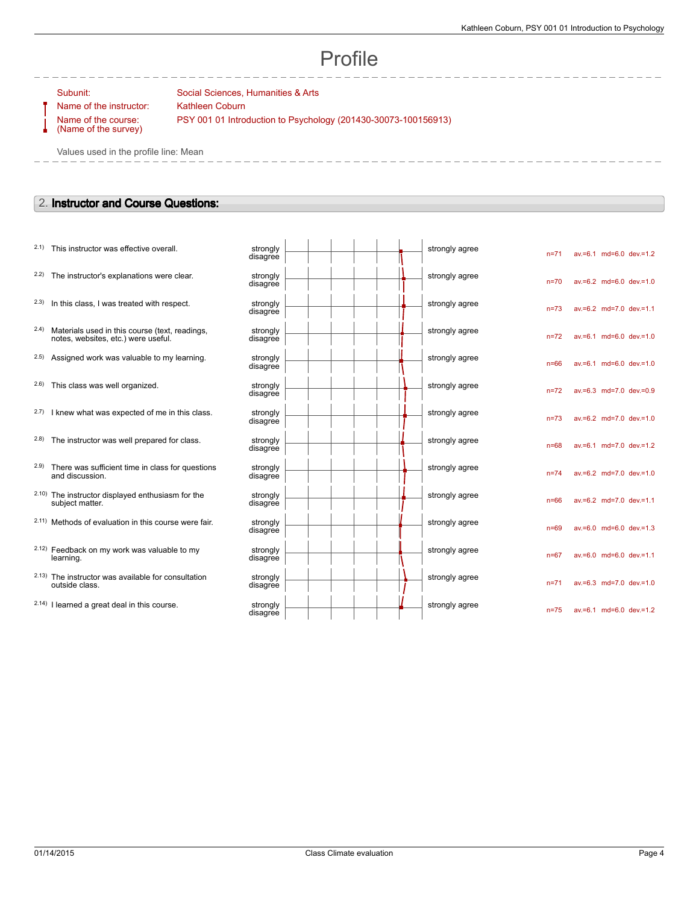# Profile

Subunit: Social Sciences, Humanities & Arts
Name of the instructor: Kathleen Coburn
Name of the course: (Name of the survey) PSY 001 01 Introduction to Psychology (201430-30073-100156913)

Values used in the profile line: Mean

## 2. Instructor and Course Questions:

| | Question | Left pole | Right pole | n | av. | md | dev. |
|---|---|---|---|---|---|---|---|
| 2.1) | This instructor was effective overall. | strongly disagree | strongly agree | n=71 | av.=6.1 | md=6.0 | dev.=1.2 |
| 2.2) | The instructor's explanations were clear. | strongly disagree | strongly agree | n=70 | av.=6.2 | md=6.0 | dev.=1.0 |
| 2.3) | In this class, I was treated with respect. | strongly disagree | strongly agree | n=73 | av.=6.2 | md=7.0 | dev.=1.1 |
| 2.4) | Materials used in this course (text, readings, notes, websites, etc.) were useful. | strongly disagree | strongly agree | n=72 | av.=6.1 | md=6.0 | dev.=1.0 |
| 2.5) | Assigned work was valuable to my learning. | strongly disagree | strongly agree | n=66 | av.=6.1 | md=6.0 | dev.=1.0 |
| 2.6) | This class was well organized. | strongly disagree | strongly agree | n=72 | av.=6.3 | md=7.0 | dev.=0.9 |
| 2.7) | I knew what was expected of me in this class. | strongly disagree | strongly agree | n=73 | av.=6.2 | md=7.0 | dev.=1.0 |
| 2.8) | The instructor was well prepared for class. | strongly disagree | strongly agree | n=68 | av.=6.1 | md=7.0 | dev.=1.2 |
| 2.9) | There was sufficient time in class for questions and discussion. | strongly disagree | strongly agree | n=74 | av.=6.2 | md=7.0 | dev.=1.0 |
| 2.10) | The instructor displayed enthusiasm for the subject matter. | strongly disagree | strongly agree | n=66 | av.=6.2 | md=7.0 | dev.=1.1 |
| 2.11) | Methods of evaluation in this course were fair. | strongly disagree | strongly agree | n=69 | av.=6.0 | md=6.0 | dev.=1.3 |
| 2.12) | Feedback on my work was valuable to my learning. | strongly disagree | strongly agree | n=67 | av.=6.0 | md=6.0 | dev.=1.1 |
| 2.13) | The instructor was available for consultation outside class. | strongly disagree | strongly agree | n=71 | av.=6.3 | md=7.0 | dev.=1.0 |
| 2.14) | I learned a great deal in this course. | strongly disagree | strongly agree | n=75 | av.=6.1 | md=6.0 | dev.=1.2 |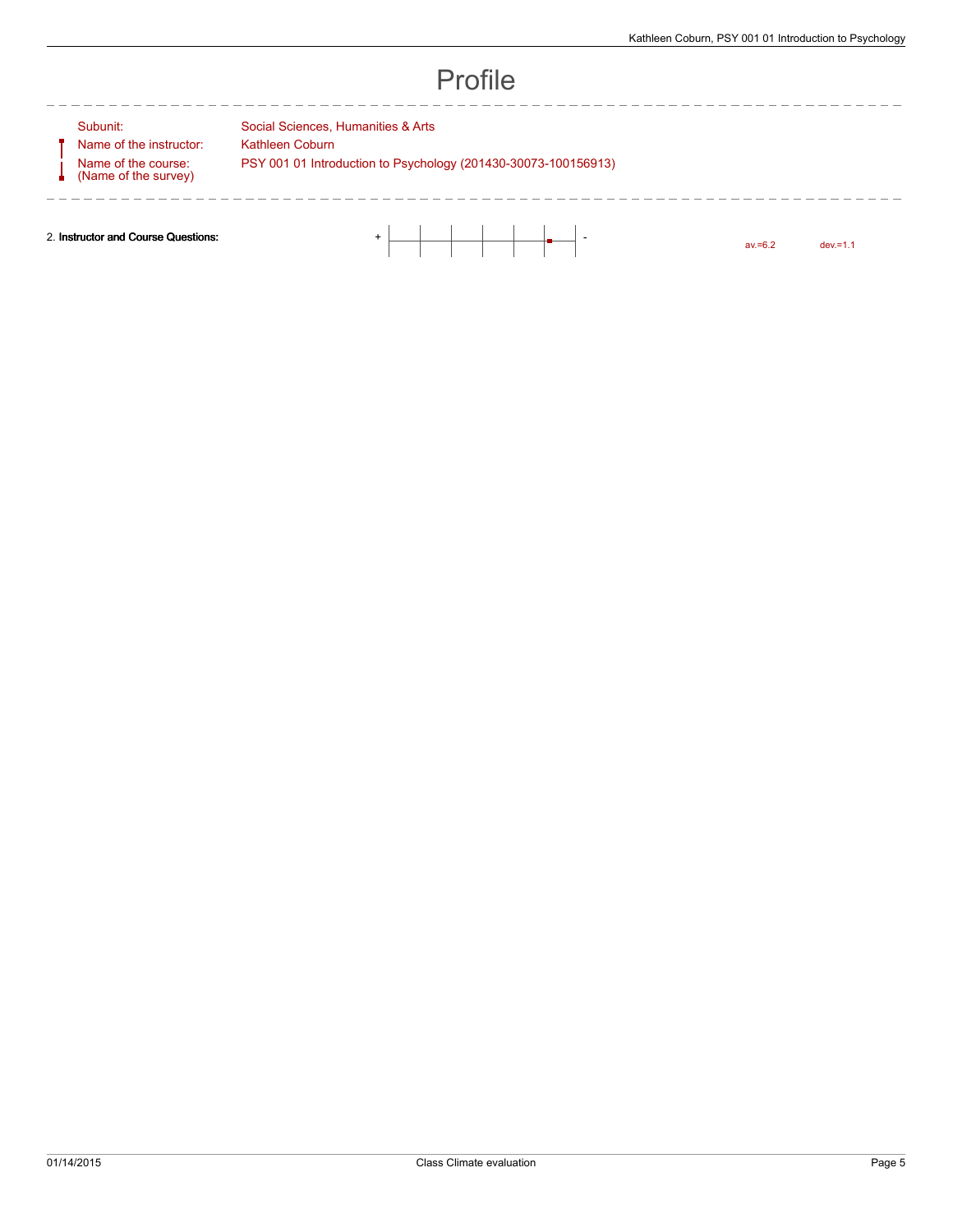# Profile

| | |
|---|---|
| Subunit: | Social Sciences, Humanities & Arts |
| Name of the instructor: | Kathleen Coburn |
| Name of the course: (Name of the survey) | PSY 001 01 Introduction to Psychology (201430-30073-100156913) |

| | | | |
|---|---|---|---|
| 2. **Instructor and Course Questions:** | + - | av.=6.2 | dev.=1.1 |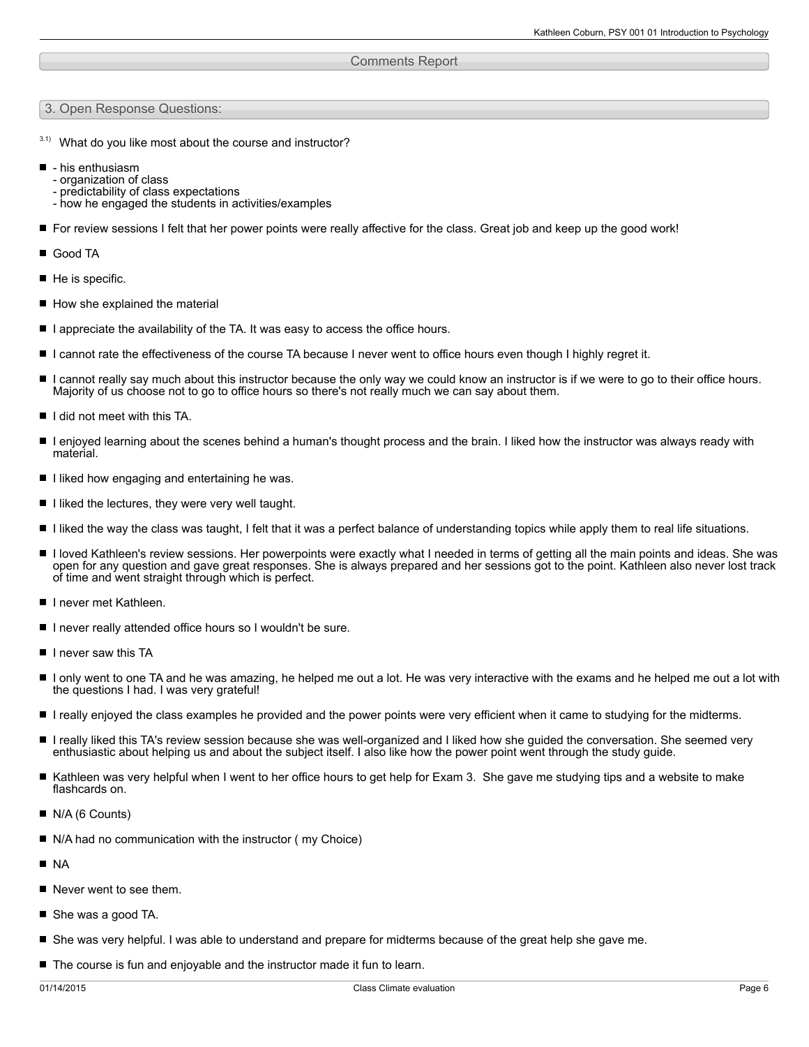## Comments Report

### 3. Open Response Questions:

3.1) What do you like most about the course and instructor?

- - his enthusiasm
  - organization of class
  - predictability of class expectations
  - how he engaged the students in activities/examples
- For review sessions I felt that her power points were really affective for the class. Great job and keep up the good work!
- Good TA
- He is specific.
- How she explained the material
- I appreciate the availability of the TA. It was easy to access the office hours.
- I cannot rate the effectiveness of the course TA because I never went to office hours even though I highly regret it.
- I cannot really say much about this instructor because the only way we could know an instructor is if we were to go to their office hours. Majority of us choose not to go to office hours so there's not really much we can say about them.
- I did not meet with this TA.
- I enjoyed learning about the scenes behind a human's thought process and the brain. I liked how the instructor was always ready with material.
- I liked how engaging and entertaining he was.
- I liked the lectures, they were very well taught.
- I liked the way the class was taught, I felt that it was a perfect balance of understanding topics while apply them to real life situations.
- I loved Kathleen's review sessions. Her powerpoints were exactly what I needed in terms of getting all the main points and ideas. She was open for any question and gave great responses. She is always prepared and her sessions got to the point. Kathleen also never lost track of time and went straight through which is perfect.
- I never met Kathleen.
- I never really attended office hours so I wouldn't be sure.
- I never saw this TA
- I only went to one TA and he was amazing, he helped me out a lot. He was very interactive with the exams and he helped me out a lot with the questions I had. I was very grateful!
- I really enjoyed the class examples he provided and the power points were very efficient when it came to studying for the midterms.
- I really liked this TA's review session because she was well-organized and I liked how she guided the conversation. She seemed very enthusiastic about helping us and about the subject itself. I also like how the power point went through the study guide.
- Kathleen was very helpful when I went to her office hours to get help for Exam 3. She gave me studying tips and a website to make flashcards on.
- N/A (6 Counts)
- N/A had no communication with the instructor ( my Choice)
- NA
- Never went to see them.
- She was a good TA.
- She was very helpful. I was able to understand and prepare for midterms because of the great help she gave me.
- The course is fun and enjoyable and the instructor made it fun to learn.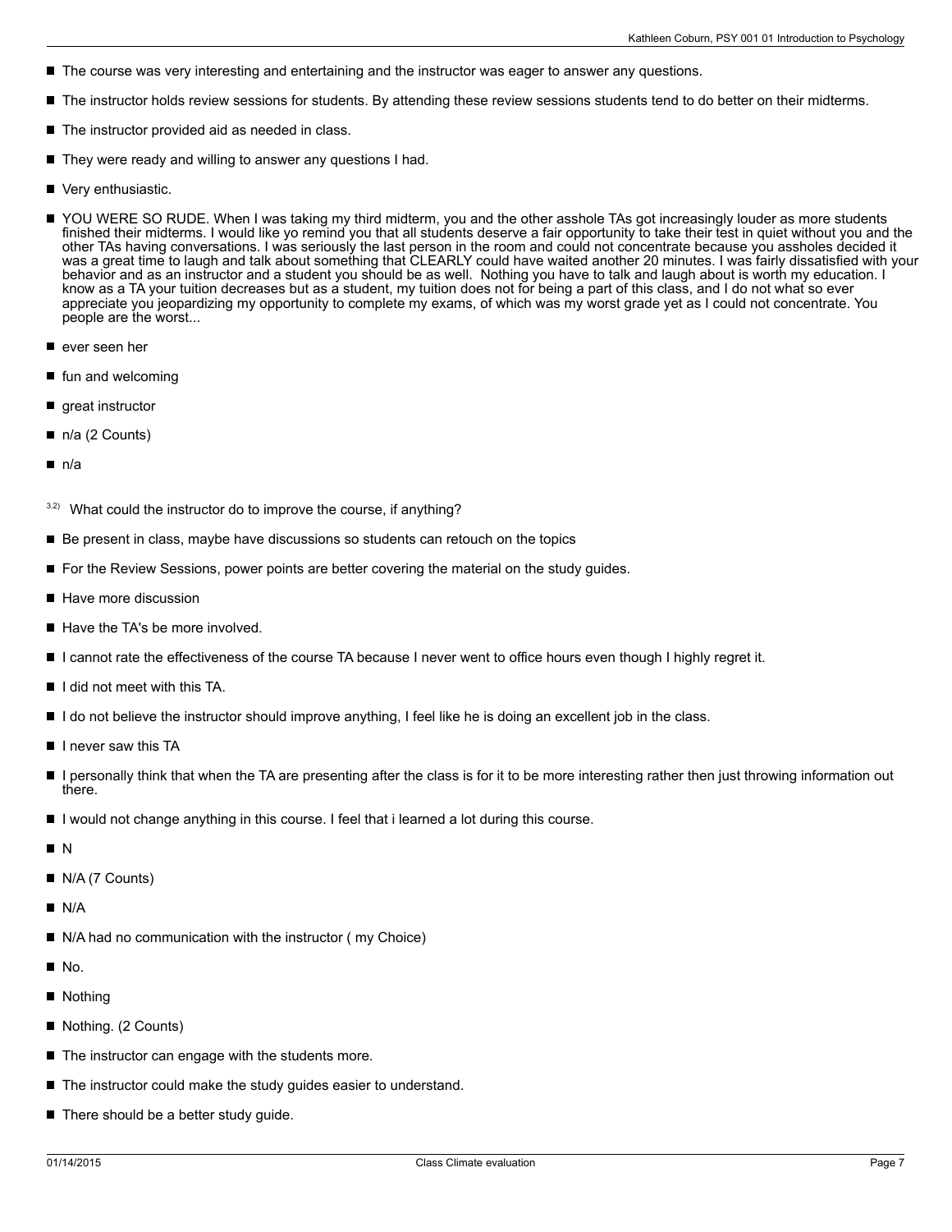- The course was very interesting and entertaining and the instructor was eager to answer any questions.
- The instructor holds review sessions for students. By attending these review sessions students tend to do better on their midterms.
- The instructor provided aid as needed in class.
- They were ready and willing to answer any questions I had.
- Very enthusiastic.
- YOU WERE SO RUDE. When I was taking my third midterm, you and the other asshole TAs got increasingly louder as more students finished their midterms. I would like yo remind you that all students deserve a fair opportunity to take their test in quiet without you and the other TAs having conversations. I was seriously the last person in the room and could not concentrate because you assholes decided it was a great time to laugh and talk about something that CLEARLY could have waited another 20 minutes. I was fairly dissatisfied with your behavior and as an instructor and a student you should be as well. Nothing you have to talk and laugh about is worth my education. I know as a TA your tuition decreases but as a student, my tuition does not for being a part of this class, and I do not what so ever appreciate you jeopardizing my opportunity to complete my exams, of which was my worst grade yet as I could not concentrate. You people are the worst...
- ever seen her
- fun and welcoming
- great instructor
- n/a (2 Counts)
- n/a

3.2) What could the instructor do to improve the course, if anything?

- Be present in class, maybe have discussions so students can retouch on the topics
- For the Review Sessions, power points are better covering the material on the study guides.
- Have more discussion
- Have the TA's be more involved.
- I cannot rate the effectiveness of the course TA because I never went to office hours even though I highly regret it.
- I did not meet with this TA.
- I do not believe the instructor should improve anything, I feel like he is doing an excellent job in the class.
- I never saw this TA
- I personally think that when the TA are presenting after the class is for it to be more interesting rather then just throwing information out there.
- I would not change anything in this course. I feel that i learned a lot during this course.
- N
- N/A (7 Counts)
- N/A
- N/A had no communication with the instructor ( my Choice)
- No.
- Nothing
- Nothing. (2 Counts)
- The instructor can engage with the students more.
- The instructor could make the study guides easier to understand.
- There should be a better study guide.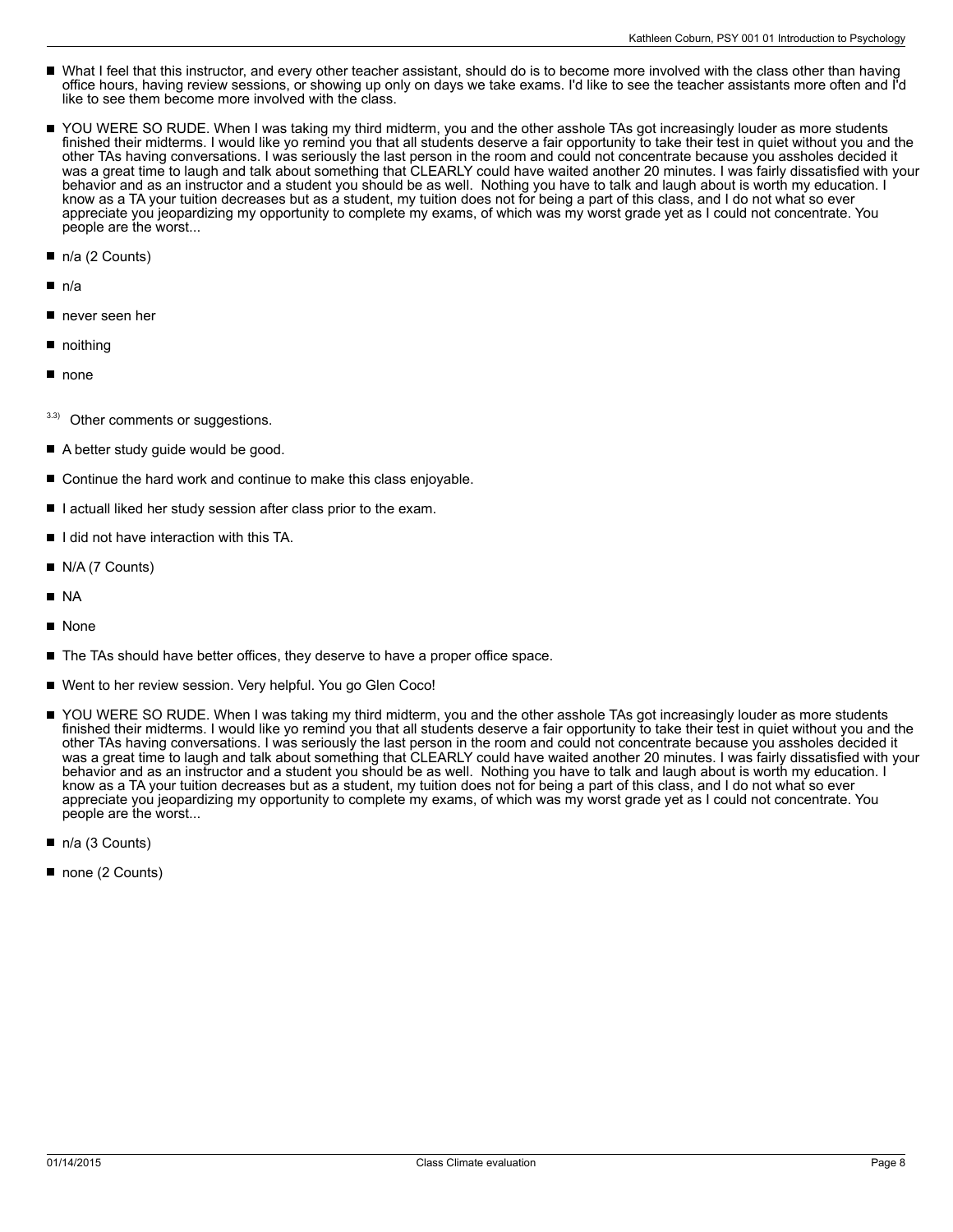- What I feel that this instructor, and every other teacher assistant, should do is to become more involved with the class other than having office hours, having review sessions, or showing up only on days we take exams. I'd like to see the teacher assistants more often and I'd like to see them become more involved with the class.
- YOU WERE SO RUDE. When I was taking my third midterm, you and the other asshole TAs got increasingly louder as more students finished their midterms. I would like yo remind you that all students deserve a fair opportunity to take their test in quiet without you and the other TAs having conversations. I was seriously the last person in the room and could not concentrate because you assholes decided it was a great time to laugh and talk about something that CLEARLY could have waited another 20 minutes. I was fairly dissatisfied with your behavior and as an instructor and a student you should be as well. Nothing you have to talk and laugh about is worth my education. I know as a TA your tuition decreases but as a student, my tuition does not for being a part of this class, and I do not what so ever appreciate you jeopardizing my opportunity to complete my exams, of which was my worst grade yet as I could not concentrate. You people are the worst...
- n/a (2 Counts)
- n/a
- never seen her
- noithing
- none

3.3) Other comments or suggestions.

- A better study guide would be good.
- Continue the hard work and continue to make this class enjoyable.
- I actuall liked her study session after class prior to the exam.
- I did not have interaction with this TA.
- N/A (7 Counts)
- NA
- None
- The TAs should have better offices, they deserve to have a proper office space.
- Went to her review session. Very helpful. You go Glen Coco!
- YOU WERE SO RUDE. When I was taking my third midterm, you and the other asshole TAs got increasingly louder as more students finished their midterms. I would like yo remind you that all students deserve a fair opportunity to take their test in quiet without you and the other TAs having conversations. I was seriously the last person in the room and could not concentrate because you assholes decided it was a great time to laugh and talk about something that CLEARLY could have waited another 20 minutes. I was fairly dissatisfied with your behavior and as an instructor and a student you should be as well. Nothing you have to talk and laugh about is worth my education. I know as a TA your tuition decreases but as a student, my tuition does not for being a part of this class, and I do not what so ever appreciate you jeopardizing my opportunity to complete my exams, of which was my worst grade yet as I could not concentrate. You people are the worst...
- n/a (3 Counts)
- none (2 Counts)